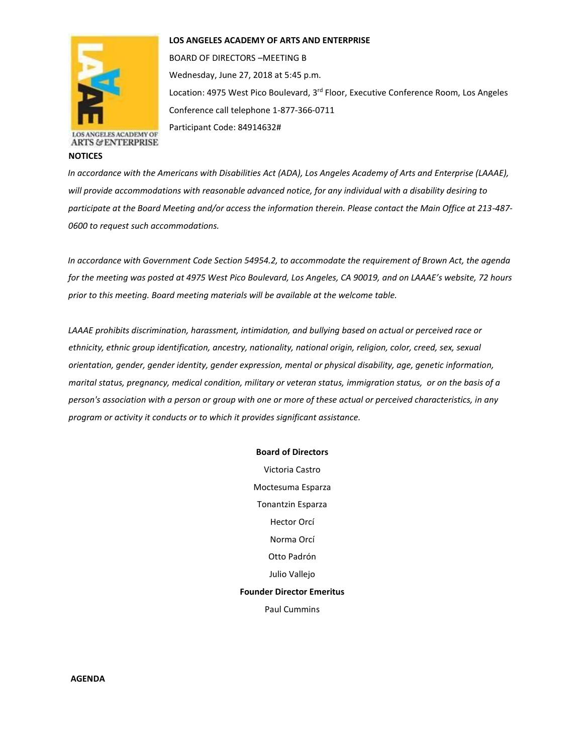**LOS ANGELES ACADEMY OF ARTS AND ENTERPRISE**

BOARD OF DIRECTORS –MEETING B

Wednesday, June 27, 2018 at 5:45 p.m.

Location: 4975 West Pico Boulevard, 3rd Floor, Executive Conference Room, Los Angeles

Conference call telephone 1-877-366-0711

Participant Code: 84914632#

**NOTICES**

*In accordance with the Americans with Disabilities Act (ADA), Los Angeles Academy of Arts and Enterprise (LAAAE), will provide accommodations with reasonable advanced notice, for any individual with a disability desiring to participate at the Board Meeting and/or access the information therein. Please contact the Main Office at 213-487-0600 to request such accommodations.*

*In accordance with Government Code Section 54954.2, to accommodate the requirement of Brown Act, the agenda for the meeting was posted at 4975 West Pico Boulevard, Los Angeles, CA 90019, and on LAAAE's website, 72 hours prior to this meeting. Board meeting materials will be available at the welcome table.*

*LAAAE prohibits discrimination, harassment, intimidation, and bullying based on actual or perceived race or ethnicity, ethnic group identification, ancestry, nationality, national origin, religion, color, creed, sex, sexual orientation, gender, gender identity, gender expression, mental or physical disability, age, genetic information, marital status, pregnancy, medical condition, military or veteran status, immigration status, or on the basis of a person's association with a person or group with one or more of these actual or perceived characteristics, in any program or activity it conducts or to which it provides significant assistance.*

**Board of Directors**

Victoria Castro

Moctesuma Esparza

Tonantzin Esparza

Hector Orcí

Norma Orcí

Otto Padrón

Julio Vallejo

**Founder Director Emeritus**

Paul Cummins

**AGENDA**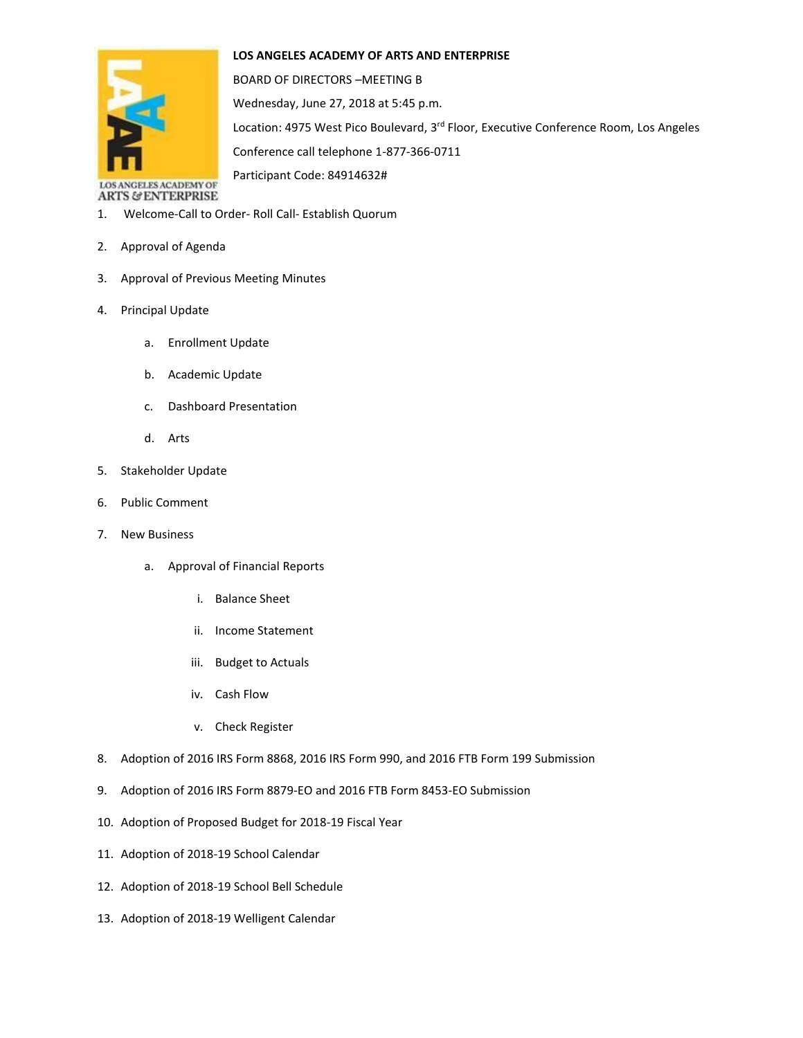**LOS ANGELES ACADEMY OF ARTS AND ENTERPRISE**

BOARD OF DIRECTORS –MEETING B

Wednesday, June 27, 2018 at 5:45 p.m.

Location: 4975 West Pico Boulevard, 3rd Floor, Executive Conference Room, Los Angeles

Conference call telephone 1-877-366-0711

Participant Code: 84914632#

1. Welcome-Call to Order- Roll Call- Establish Quorum
2. Approval of Agenda
3. Approval of Previous Meeting Minutes
4. Principal Update
   a. Enrollment Update
   b. Academic Update
   c. Dashboard Presentation
   d. Arts
5. Stakeholder Update
6. Public Comment
7. New Business
   a. Approval of Financial Reports
      i. Balance Sheet
      ii. Income Statement
      iii. Budget to Actuals
      iv. Cash Flow
      v. Check Register
8. Adoption of 2016 IRS Form 8868, 2016 IRS Form 990, and 2016 FTB Form 199 Submission
9. Adoption of 2016 IRS Form 8879-EO and 2016 FTB Form 8453-EO Submission
10. Adoption of Proposed Budget for 2018-19 Fiscal Year
11. Adoption of 2018-19 School Calendar
12. Adoption of 2018-19 School Bell Schedule
13. Adoption of 2018-19 Welligent Calendar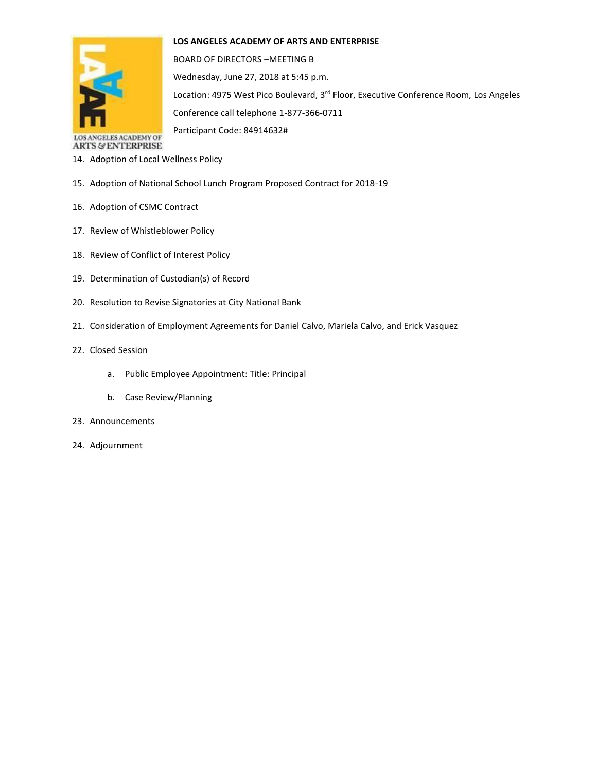**LOS ANGELES ACADEMY OF ARTS AND ENTERPRISE**

BOARD OF DIRECTORS –MEETING B

Wednesday, June 27, 2018 at 5:45 p.m.

Location: 4975 West Pico Boulevard, 3rd Floor, Executive Conference Room, Los Angeles

Conference call telephone 1-877-366-0711

Participant Code: 84914632#

14. Adoption of Local Wellness Policy
15. Adoption of National School Lunch Program Proposed Contract for 2018-19
16. Adoption of CSMC Contract
17. Review of Whistleblower Policy
18. Review of Conflict of Interest Policy
19. Determination of Custodian(s) of Record
20. Resolution to Revise Signatories at City National Bank
21. Consideration of Employment Agreements for Daniel Calvo, Mariela Calvo, and Erick Vasquez
22. Closed Session
    a. Public Employee Appointment: Title: Principal
    b. Case Review/Planning
23. Announcements
24. Adjournment